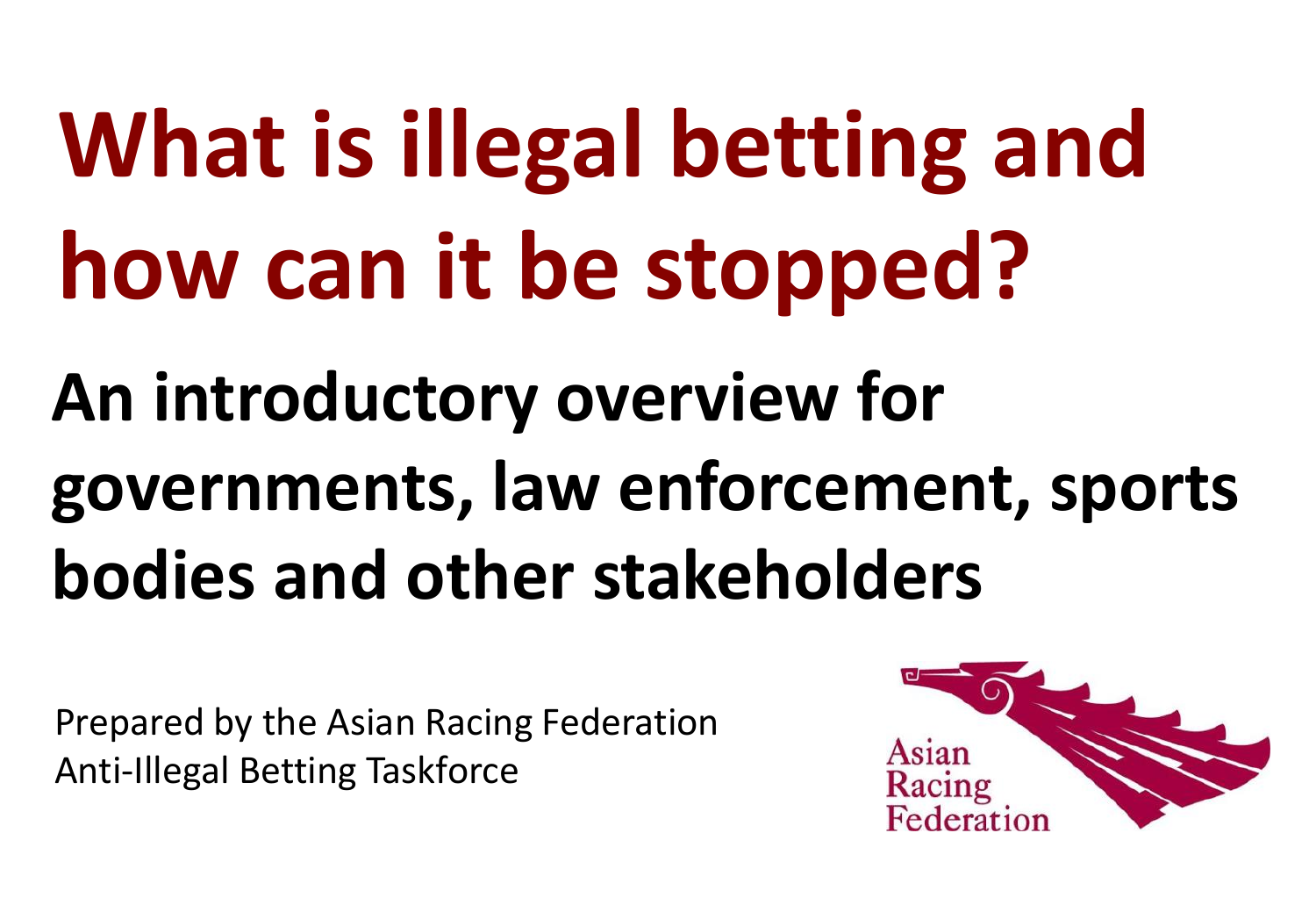# What is illegal betting and how can it be stopped?

## An introductory overview for governments, law enforcement, sports bodies and other stakeholders

Prepared by the Asian Racing Federation Anti-Illegal Betting Taskforce

Asian Racing Federation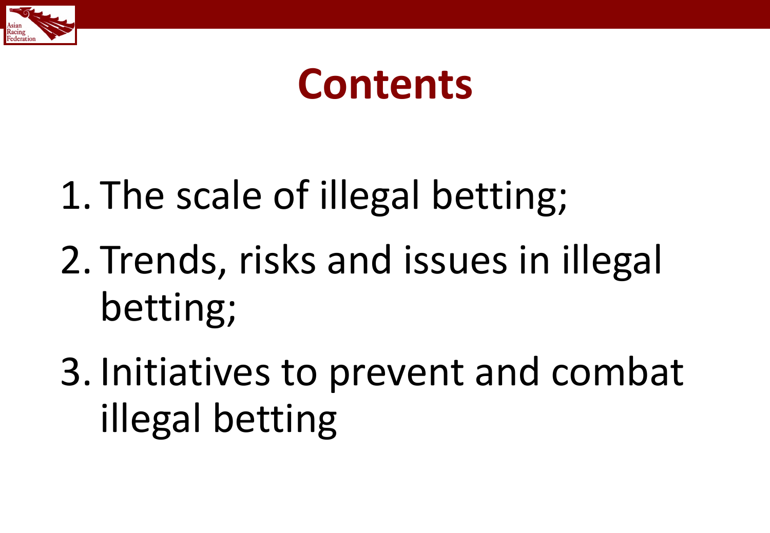# Contents

1. The scale of illegal betting;
2. Trends, risks and issues in illegal betting;
3. Initiatives to prevent and combat illegal betting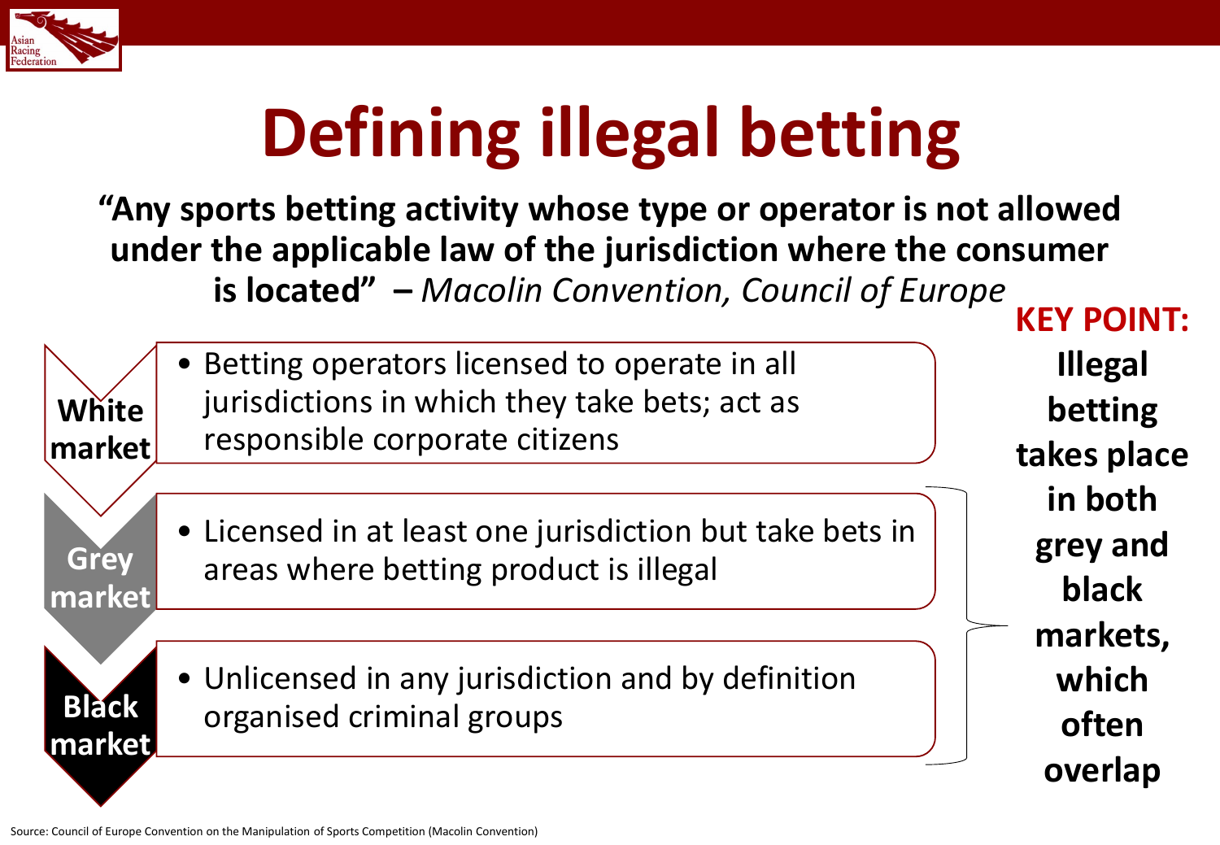# Defining illegal betting

**"Any sports betting activity whose type or operator is not allowed under the applicable law of the jurisdiction where the consumer is located" –** *Macolin Convention, Council of Europe*

**White market**
- Betting operators licensed to operate in all jurisdictions in which they take bets; act as responsible corporate citizens

**Grey market**
- Licensed in at least one jurisdiction but take bets in areas where betting product is illegal

**Black market**
- Unlicensed in any jurisdiction and by definition organised criminal groups

**KEY POINT:** **Illegal betting takes place in both grey and black markets, which often overlap**

Source: Council of Europe Convention on the Manipulation of Sports Competition (Macolin Convention)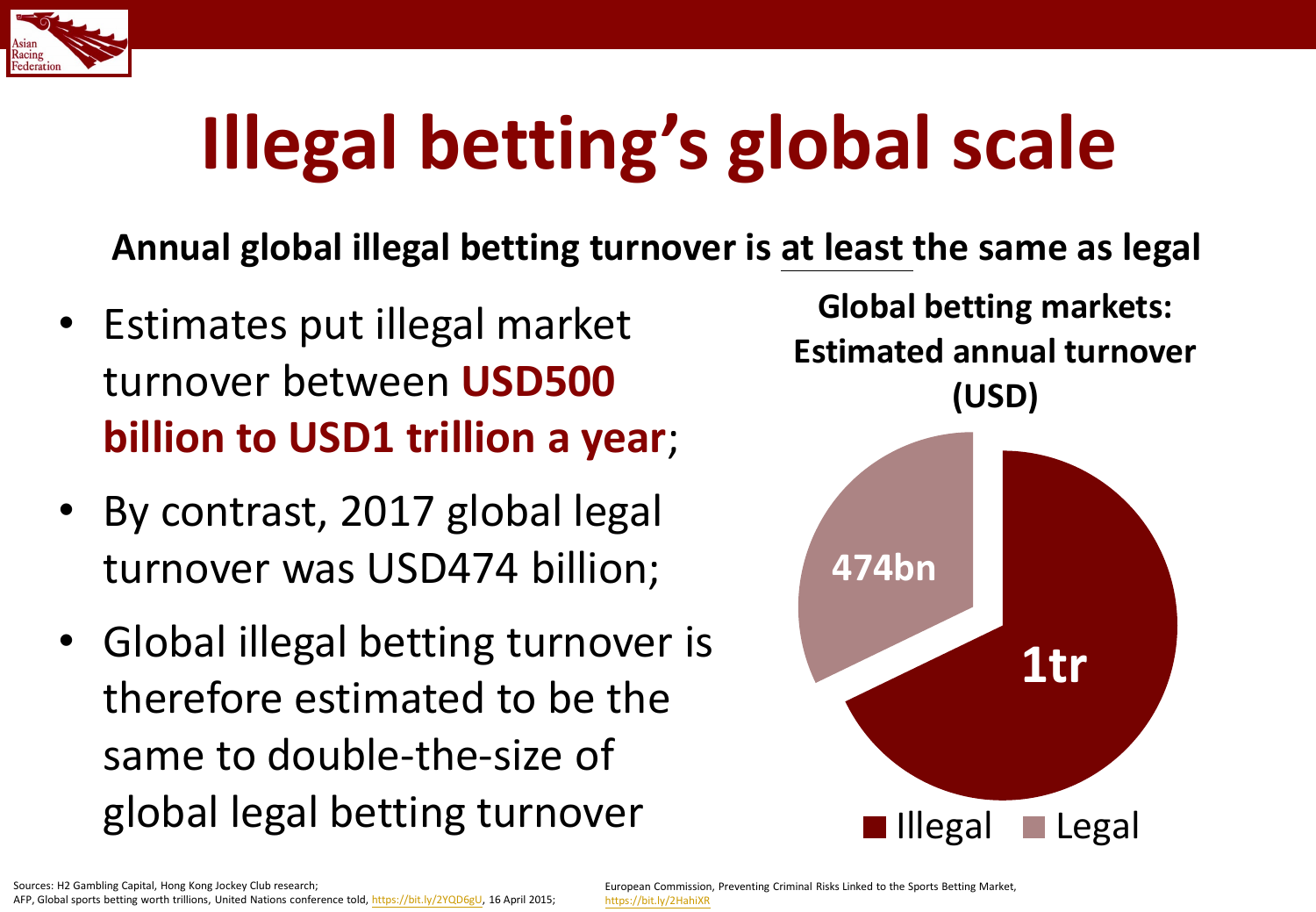# Illegal betting's global scale

**Annual global illegal betting turnover is at least the same as legal**

- Estimates put illegal market turnover between **USD500 billion to USD1 trillion a year**;
- By contrast, 2017 global legal turnover was USD474 billion;
- Global illegal betting turnover is therefore estimated to be the same to double-the-size of global legal betting turnover

**Global betting markets: Estimated annual turnover (USD)**

| Market | Turnover |
|---|---|
| Illegal | 1tr |
| Legal | 474bn |

Sources: H2 Gambling Capital, Hong Kong Jockey Club research; AFP, Global sports betting worth trillions, United Nations conference told, https://bit.ly/2YQD6gU, 16 April 2015; European Commission, Preventing Criminal Risks Linked to the Sports Betting Market, https://bit.ly/2HahiXR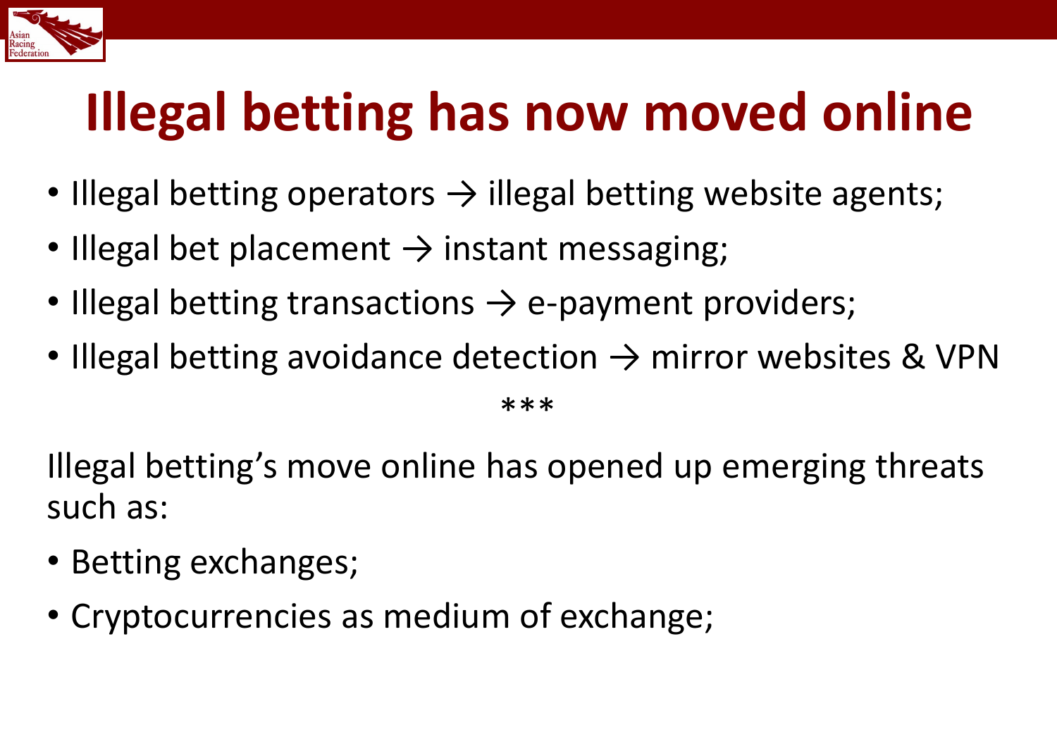# Illegal betting has now moved online

- Illegal betting operators → illegal betting website agents;
- Illegal bet placement → instant messaging;
- Illegal betting transactions → e-payment providers;
- Illegal betting avoidance detection → mirror websites & VPN

***

Illegal betting's move online has opened up emerging threats such as:

- Betting exchanges;
- Cryptocurrencies as medium of exchange;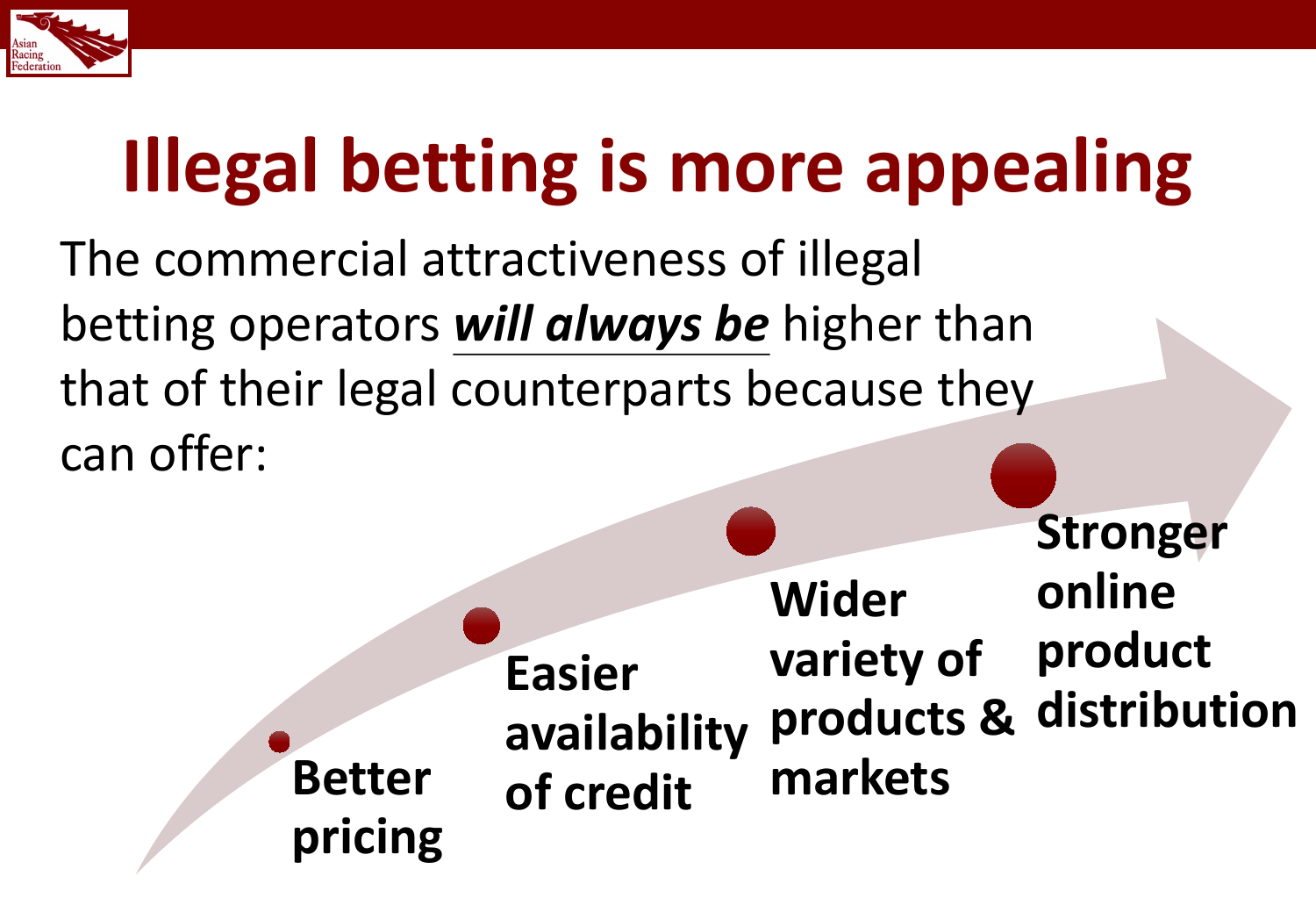# Illegal betting is more appealing

The commercial attractiveness of illegal betting operators ***<u>will always be</u>*** higher than that of their legal counterparts because they can offer:

- **Better pricing**
- **Easier availability of credit**
- **Wider variety of products & markets**
- **Stronger online product distribution**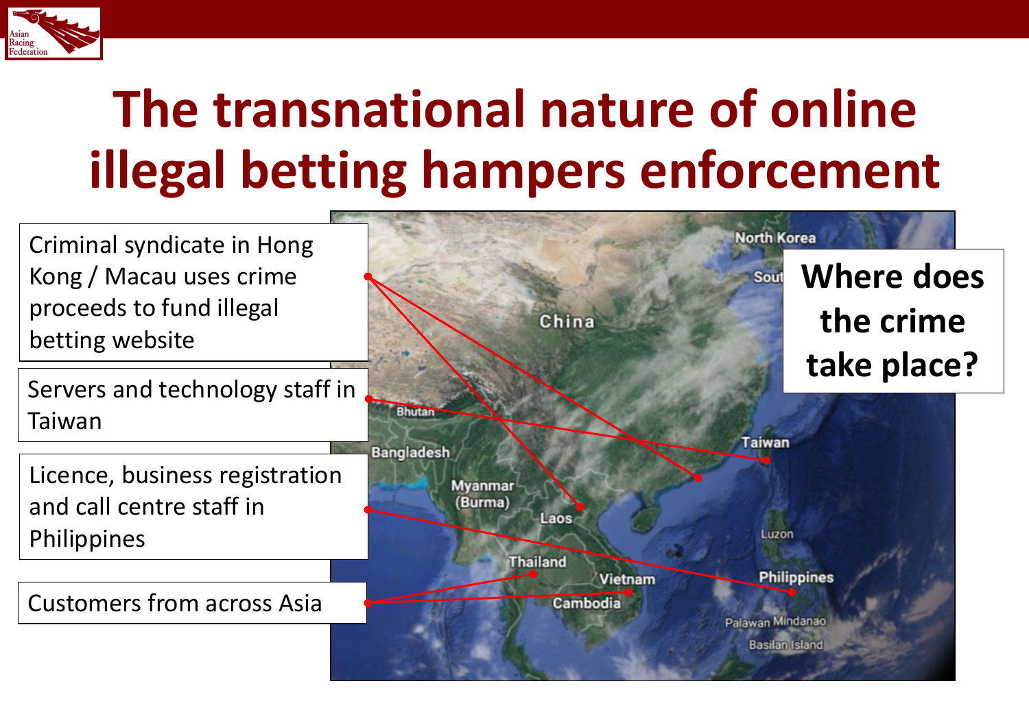# The transnational nature of online illegal betting hampers enforcement

- Criminal syndicate in Hong Kong / Macau uses crime proceeds to fund illegal betting website
- Servers and technology staff in Taiwan
- Licence, business registration and call centre staff in Philippines
- Customers from across Asia

**Where does the crime take place?**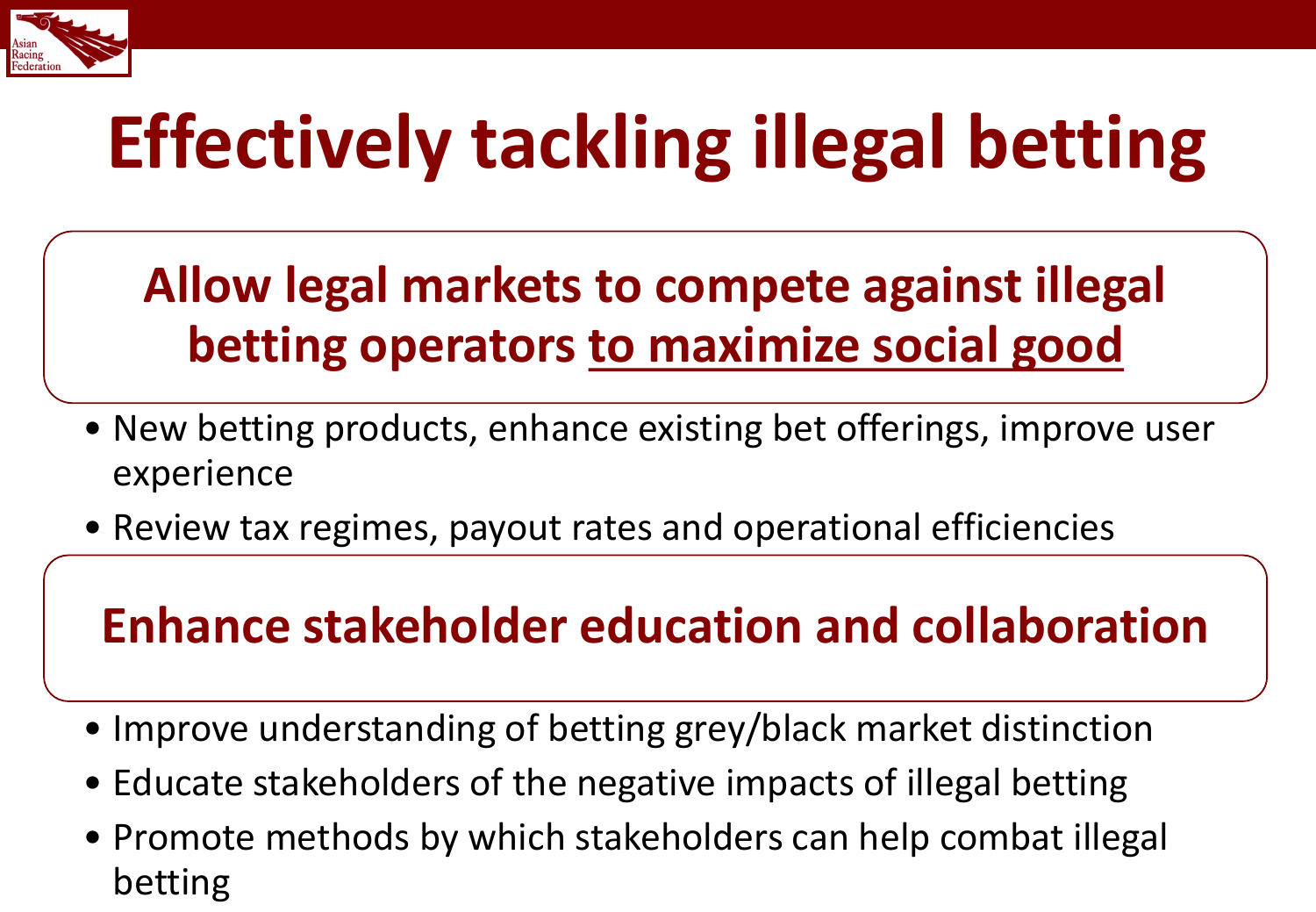# Effectively tackling illegal betting

## Allow legal markets to compete against illegal betting operators <u>to maximize social good</u>

- New betting products, enhance existing bet offerings, improve user experience
- Review tax regimes, payout rates and operational efficiencies

## Enhance stakeholder education and collaboration

- Improve understanding of betting grey/black market distinction
- Educate stakeholders of the negative impacts of illegal betting
- Promote methods by which stakeholders can help combat illegal betting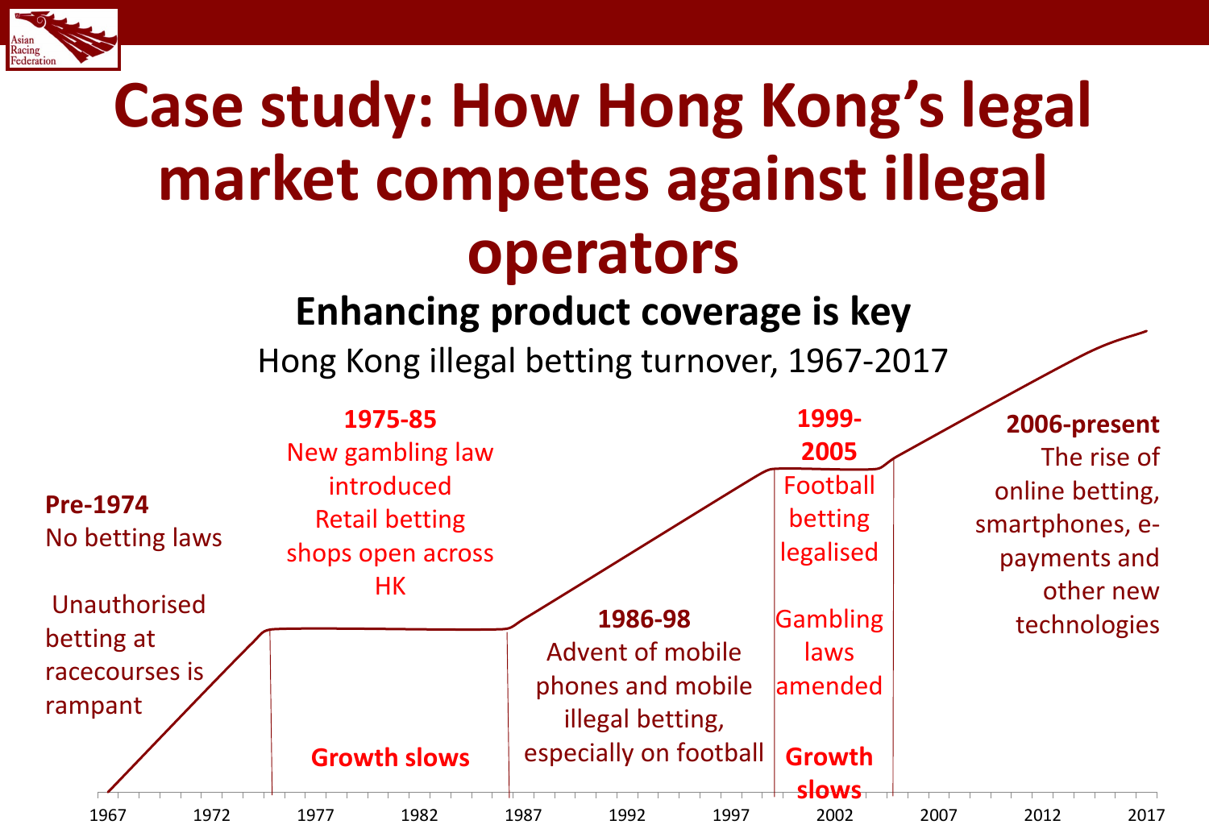# Case study: How Hong Kong's legal market competes against illegal operators

## Enhancing product coverage is key

Hong Kong illegal betting turnover, 1967-2017

**Pre-1974**
No betting laws

Unauthorised betting at racecourses is rampant

**1975-85**
New gambling law introduced
Retail betting shops open across HK

**Growth slows**

**1986-98**
Advent of mobile phones and mobile illegal betting, especially on football

**1999-2005**
Football betting legalised

Gambling laws amended

**Growth slows**

**2006-present**
The rise of online betting, smartphones, e-payments and other new technologies

1967 | 1972 | 1977 | 1982 | 1987 | 1992 | 1997 | 2002 | 2007 | 2012 | 2017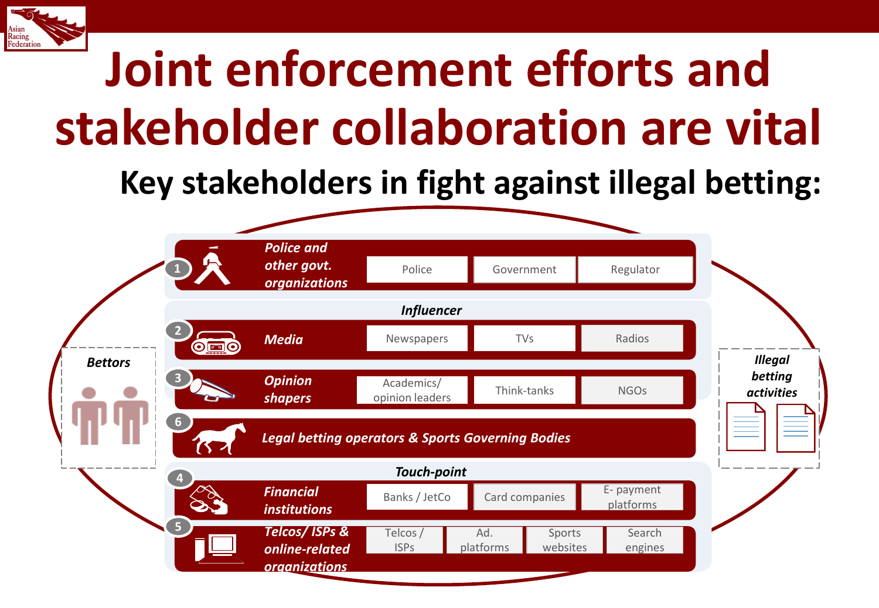# Joint enforcement efforts and stakeholder collaboration are vital

## Key stakeholders in fight against illegal betting:

**Bettors**

1. ***Police and other govt. organizations***
   - Police
   - Government
   - Regulator

***Influencer***

2. ***Media***
   - Newspapers
   - TVs
   - Radios

3. ***Opinion shapers***
   - Academics/ opinion leaders
   - Think-tanks
   - NGOs

6. ***Legal betting operators & Sports Governing Bodies***

***Touch-point***

4. ***Financial institutions***
   - Banks / JetCo
   - Card companies
   - E- payment platforms

5. ***Telcos/ ISPs & online-related organizations***
   - Telcos / ISPs
   - Ad. platforms
   - Sports websites
   - Search engines

***Illegal betting activities***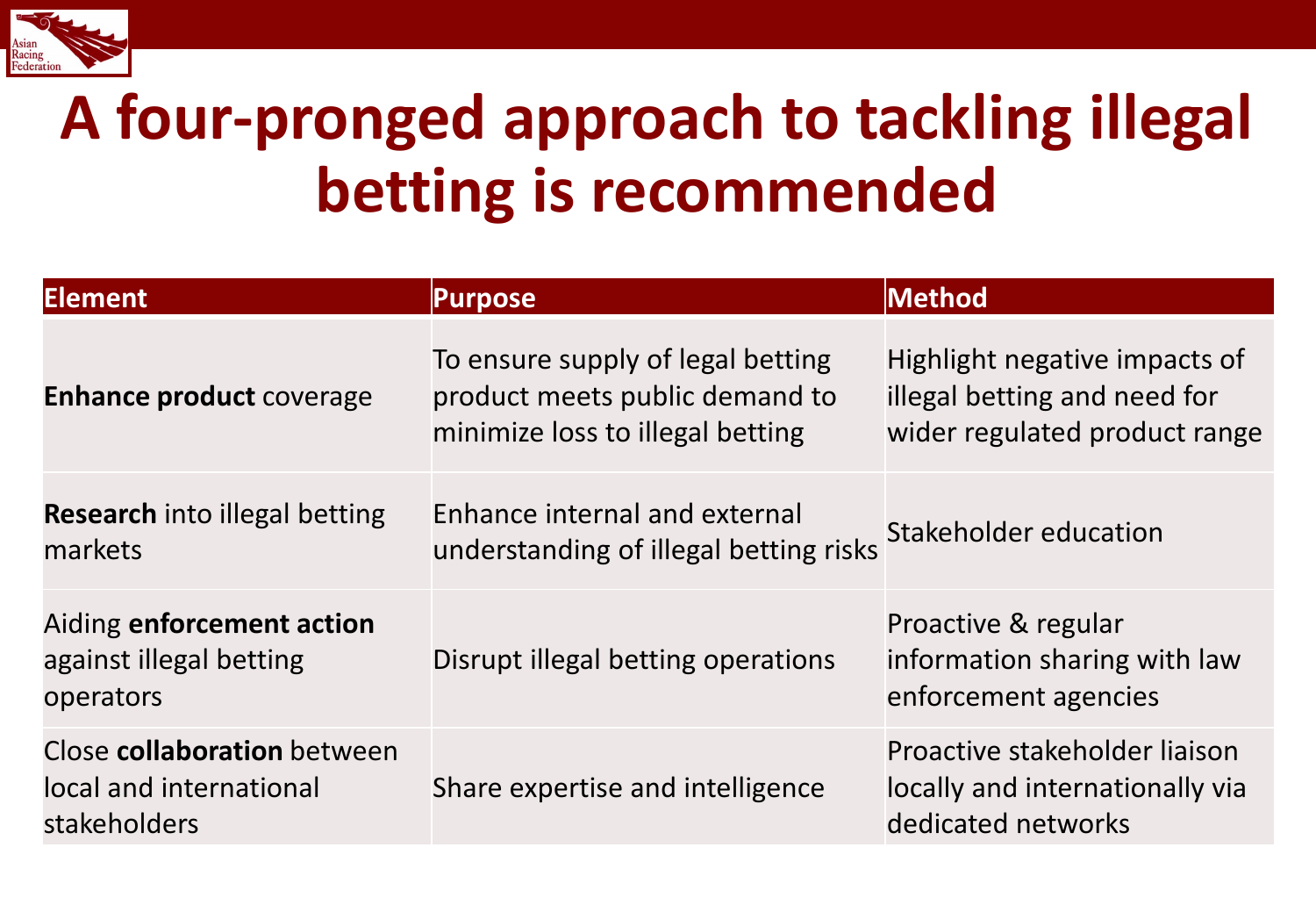# A four-pronged approach to tackling illegal betting is recommended

| Element | Purpose | Method |
|---|---|---|
| **Enhance product** coverage | To ensure supply of legal betting product meets public demand to minimize loss to illegal betting | Highlight negative impacts of illegal betting and need for wider regulated product range |
| **Research** into illegal betting markets | Enhance internal and external understanding of illegal betting risks | Stakeholder education |
| Aiding **enforcement action** against illegal betting operators | Disrupt illegal betting operations | Proactive & regular information sharing with law enforcement agencies |
| Close **collaboration** between local and international stakeholders | Share expertise and intelligence | Proactive stakeholder liaison locally and internationally via dedicated networks |